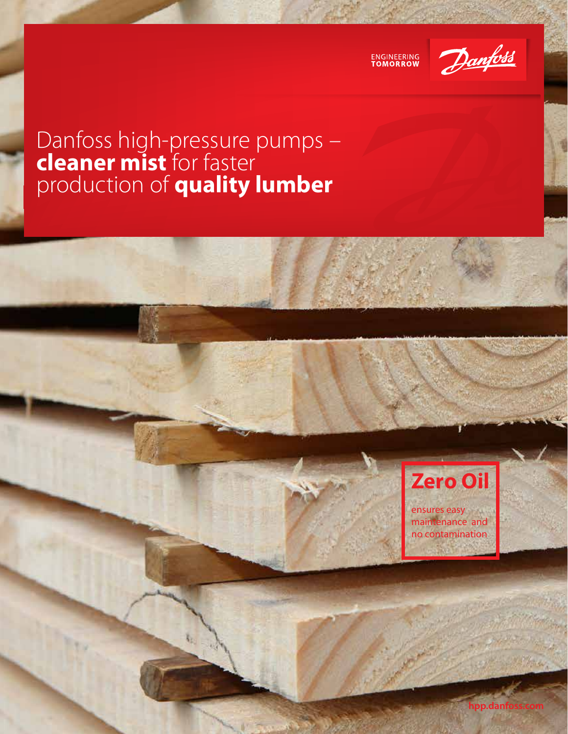ENGINEERING TOMORROW

Danfoss

# Danfoss high-pressure pumps – **cleaner mist** for faster production of **quality lumber**

**Zero Oil**

ensures easy maintenance and no contamination

hpp.danfoss.com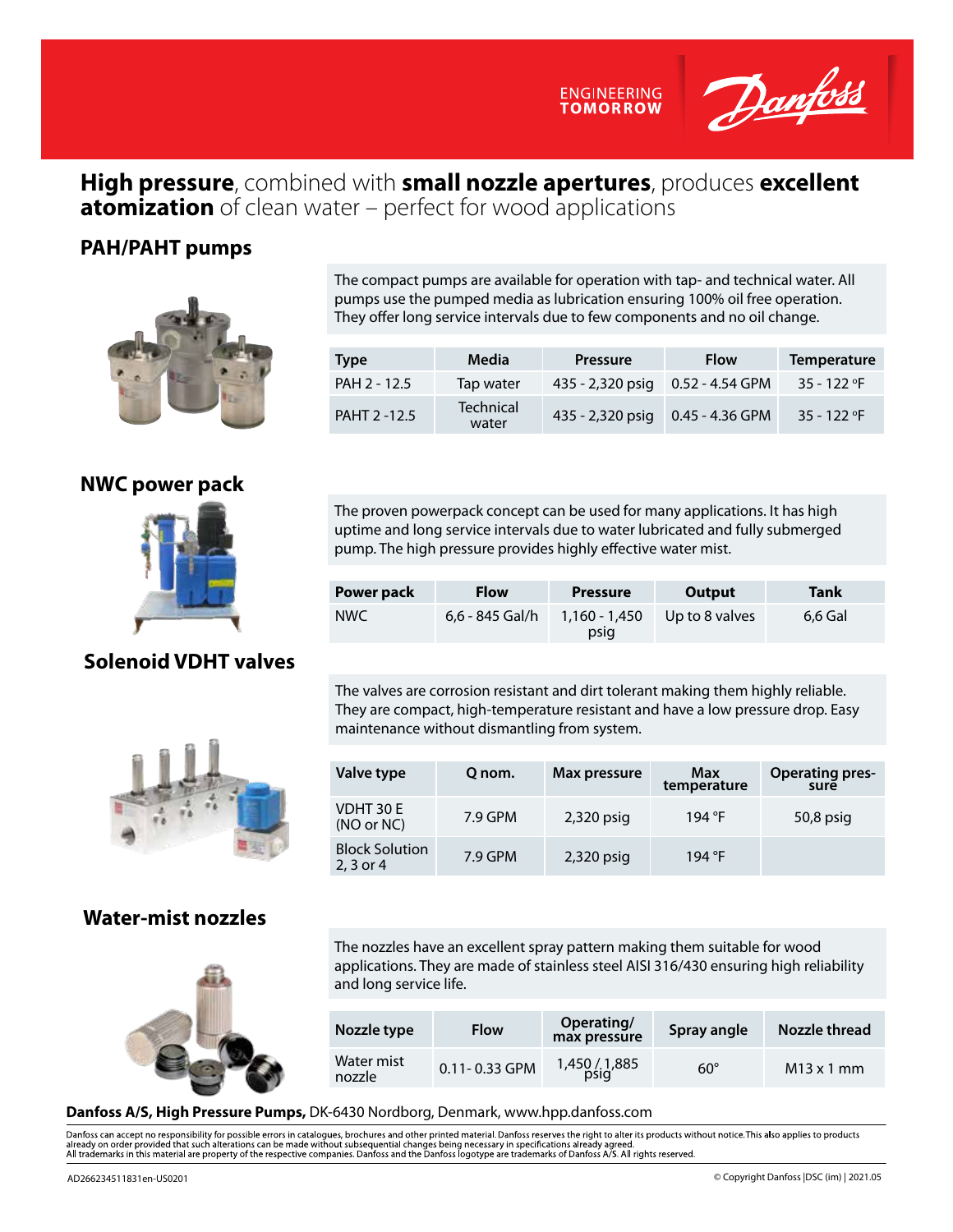## **High pressure**, combined with **small nozzle apertures**, produces **excellent atomization** of clean water – perfect for wood applications

### PAH/PAHT pumps

The compact pumps are available for operation with tap- and technical water. All pumps use the pumped media as lubrication ensuring 100% oil free operation. They offer long service intervals due to few components and no oil change.

| Type | Media | Pressure | Flow | Temperature |
|---|---|---|---|---|
| PAH 2 - 12.5 | Tap water | 435 - 2,320 psig | 0.52 - 4.54 GPM | 35 - 122 °F |
| PAHT 2 -12.5 | Technical water | 435 - 2,320 psig | 0.45 - 4.36 GPM | 35 - 122 °F |

### NWC power pack

The proven powerpack concept can be used for many applications. It has high uptime and long service intervals due to water lubricated and fully submerged pump. The high pressure provides highly effective water mist.

| Power pack | Flow | Pressure | Output | Tank |
|---|---|---|---|---|
| NWC | 6,6 - 845 Gal/h | 1,160 - 1,450 psig | Up to 8 valves | 6,6 Gal |

### Solenoid VDHT valves

The valves are corrosion resistant and dirt tolerant making them highly reliable. They are compact, high-temperature resistant and have a low pressure drop. Easy maintenance without dismantling from system.

| Valve type | Q nom. | Max pressure | Max temperature | Operating pressure |
|---|---|---|---|---|
| VDHT 30 E (NO or NC) | 7.9 GPM | 2,320 psig | 194 °F | 50,8 psig |
| Block Solution 2, 3 or 4 | 7.9 GPM | 2,320 psig | 194 °F | |

### Water-mist nozzles

The nozzles have an excellent spray pattern making them suitable for wood applications. They are made of stainless steel AISI 316/430 ensuring high reliability and long service life.

| Nozzle type | Flow | Operating/ max pressure | Spray angle | Nozzle thread |
|---|---|---|---|---|
| Water mist nozzle | 0.11- 0.33 GPM | 1,450 / 1,885 psig | 60° | M13 x 1 mm |

**Danfoss A/S, High Pressure Pumps,** DK-6430 Nordborg, Denmark, www.hpp.danfoss.com

Danfoss can accept no responsibility for possible errors in catalogues, brochures and other printed material. Danfoss reserves the right to alter its products without notice. This also applies to products already on order provided that such alterations can be made without subsequential changes being necessary in specifications already agreed.
All trademarks in this material are property of the respective companies. Danfoss and the Danfoss logotype are trademarks of Danfoss A/S. All rights reserved.

AD266234511831en-US0201

© Copyright Danfoss |DSC (im) | 2021.05